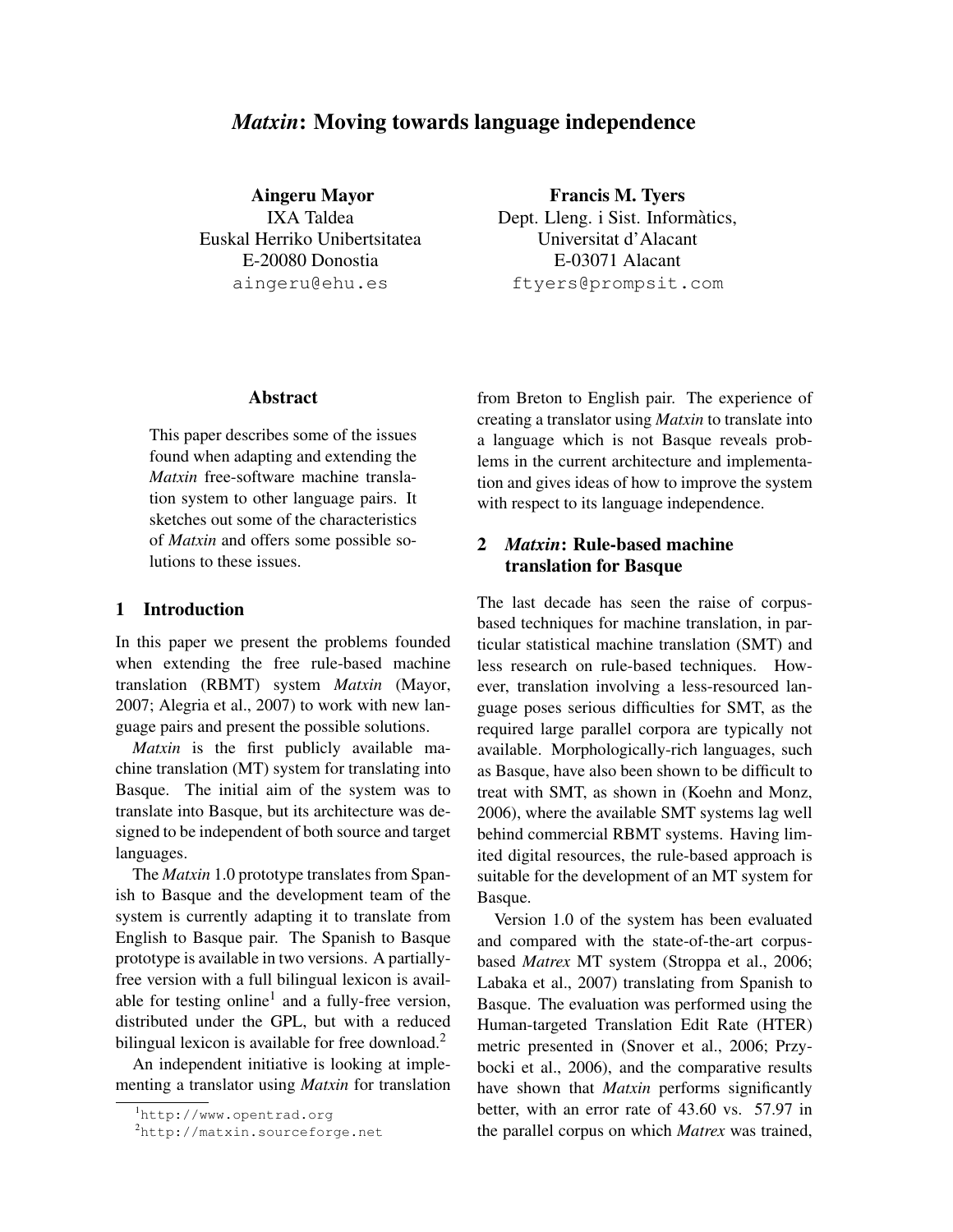# *Matxin*: Moving towards language independence

**Aingeru Mayor**
IXA Taldea
Euskal Herriko Unibertsitatea
E-20080 Donostia
aingeru@ehu.es

**Francis M. Tyers**
Dept. Lleng. i Sist. Informàtics,
Universitat d'Alacant
E-03071 Alacant
ftyers@prompsit.com

## Abstract

This paper describes some of the issues found when adapting and extending the *Matxin* free-software machine translation system to other language pairs. It sketches out some of the characteristics of *Matxin* and offers some possible solutions to these issues.

## 1 Introduction

In this paper we present the problems founded when extending the free rule-based machine translation (RBMT) system *Matxin* (Mayor, 2007; Alegria et al., 2007) to work with new language pairs and present the possible solutions.

*Matxin* is the first publicly available machine translation (MT) system for translating into Basque. The initial aim of the system was to translate into Basque, but its architecture was designed to be independent of both source and target languages.

The *Matxin* 1.0 prototype translates from Spanish to Basque and the development team of the system is currently adapting it to translate from English to Basque pair. The Spanish to Basque prototype is available in two versions. A partially-free version with a full bilingual lexicon is available for testing online[1] and a fully-free version, distributed under the GPL, but with a reduced bilingual lexicon is available for free download.[2]

An independent initiative is looking at implementing a translator using *Matxin* for translation from Breton to English pair. The experience of creating a translator using *Matxin* to translate into a language which is not Basque reveals problems in the current architecture and implementation and gives ideas of how to improve the system with respect to its language independence.

## 2 *Matxin*: Rule-based machine translation for Basque

The last decade has seen the raise of corpus-based techniques for machine translation, in particular statistical machine translation (SMT) and less research on rule-based techniques. However, translation involving a less-resourced language poses serious difficulties for SMT, as the required large parallel corpora are typically not available. Morphologically-rich languages, such as Basque, have also been shown to be difficult to treat with SMT, as shown in (Koehn and Monz, 2006), where the available SMT systems lag well behind commercial RBMT systems. Having limited digital resources, the rule-based approach is suitable for the development of an MT system for Basque.

Version 1.0 of the system has been evaluated and compared with the state-of-the-art corpus-based *Matrex* MT system (Stroppa et al., 2006; Labaka et al., 2007) translating from Spanish to Basque. The evaluation was performed using the Human-targeted Translation Edit Rate (HTER) metric presented in (Snover et al., 2006; Przybocki et al., 2006), and the comparative results have shown that *Matxin* performs significantly better, with an error rate of 43.60 vs. 57.97 in the parallel corpus on which *Matrex* was trained,

[1] http://www.opentrad.org

[2] http://matxin.sourceforge.net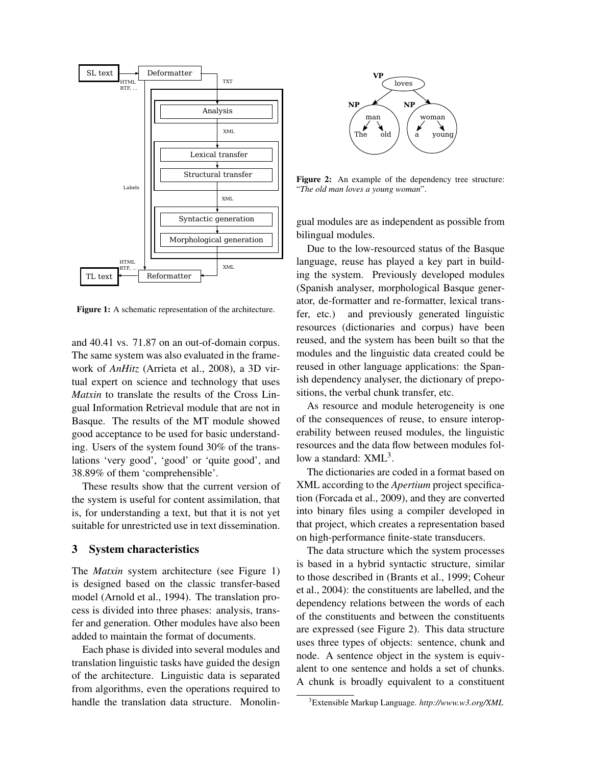Figure 1: A schematic representation of the architecture.

and 40.41 vs. 71.87 on an out-of-domain corpus. The same system was also evaluated in the framework of *AnHitz* (Arrieta et al., 2008), a 3D virtual expert on science and technology that uses *Matxin* to translate the results of the Cross Lingual Information Retrieval module that are not in Basque. The results of the MT module showed good acceptance to be used for basic understanding. Users of the system found 30% of the translations 'very good', 'good' or 'quite good', and 38.89% of them 'comprehensible'.

These results show that the current version of the system is useful for content assimilation, that is, for understanding a text, but that it is not yet suitable for unrestricted use in text dissemination.

## 3 System characteristics

The *Matxin* system architecture (see Figure 1) is designed based on the classic transfer-based model (Arnold et al., 1994). The translation process is divided into three phases: analysis, transfer and generation. Other modules have also been added to maintain the format of documents.

Each phase is divided into several modules and translation linguistic tasks have guided the design of the architecture. Linguistic data is separated from algorithms, even the operations required to handle the translation data structure. Monolingual modules are as independent as possible from bilingual modules.

Figure 2: An example of the dependency tree structure: "*The old man loves a young woman*".

Due to the low-resourced status of the Basque language, reuse has played a key part in building the system. Previously developed modules (Spanish analyser, morphological Basque generator, de-formatter and re-formatter, lexical transfer, etc.) and previously generated linguistic resources (dictionaries and corpus) have been reused, and the system has been built so that the modules and the linguistic data created could be reused in other language applications: the Spanish dependency analyser, the dictionary of prepositions, the verbal chunk transfer, etc.

As resource and module heterogeneity is one of the consequences of reuse, to ensure interoperability between reused modules, the linguistic resources and the data flow between modules follow a standard: XML[3].

The dictionaries are coded in a format based on XML according to the *Apertium* project specification (Forcada et al., 2009), and they are converted into binary files using a compiler developed in that project, which creates a representation based on high-performance finite-state transducers.

The data structure which the system processes is based in a hybrid syntactic structure, similar to those described in (Brants et al., 1999; Coheur et al., 2004): the constituents are labelled, and the dependency relations between the words of each of the constituents and between the constituents are expressed (see Figure 2). This data structure uses three types of objects: sentence, chunk and node. A sentence object in the system is equivalent to one sentence and holds a set of chunks. A chunk is broadly equivalent to a constituent

[3] Extensible Markup Language. *http://www.w3.org/XML*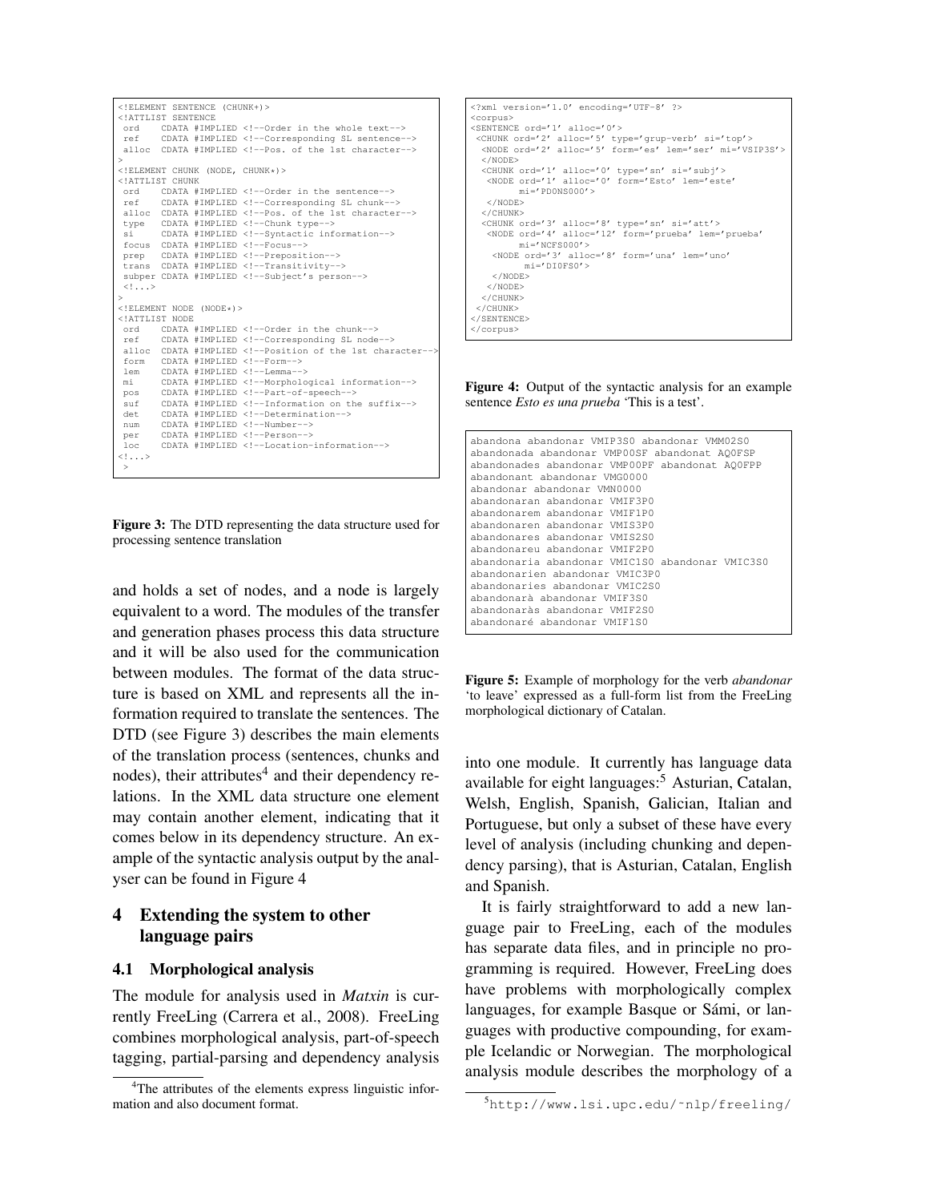```
<!ELEMENT SENTENCE (CHUNK+)>
<!ATTLIST SENTENCE
 ord    CDATA #IMPLIED <!--Order in the whole text-->
 ref    CDATA #IMPLIED <!--Corresponding SL sentence-->
 alloc  CDATA #IMPLIED <!--Pos. of the 1st character-->
>
<!ELEMENT CHUNK (NODE, CHUNK*)>
<!ATTLIST CHUNK
 ord    CDATA #IMPLIED <!--Order in the sentence-->
 ref    CDATA #IMPLIED <!--Corresponding SL chunk-->
 alloc  CDATA #IMPLIED <!--Pos. of the 1st character-->
 type   CDATA #IMPLIED <!--Chunk type-->
 si     CDATA #IMPLIED <!--Syntactic information-->
 focus  CDATA #IMPLIED <!--Focus-->
 prep   CDATA #IMPLIED <!--Preposition-->
 trans  CDATA #IMPLIED <!--Transitivity-->
 subper CDATA #IMPLIED <!--Subject's person-->
 <!...>
>
<!ELEMENT NODE (NODE*)>
<!ATTLIST NODE
 ord    CDATA #IMPLIED <!--Order in the chunk-->
 ref    CDATA #IMPLIED <!--Corresponding SL node-->
 alloc  CDATA #IMPLIED <!--Position of the 1st character-->
 form   CDATA #IMPLIED <!--Form-->
 lem    CDATA #IMPLIED <!--Lemma-->
 mi     CDATA #IMPLIED <!--Morphological information-->
 pos    CDATA #IMPLIED <!--Part-of-speech-->
 suf    CDATA #IMPLIED <!--Information on the suffix-->
 det    CDATA #IMPLIED <!--Determination-->
 num    CDATA #IMPLIED <!--Number-->
 per    CDATA #IMPLIED <!--Person-->
 loc    CDATA #IMPLIED <!--Location-information-->
<!...>
 >
```

**Figure 3:** The DTD representing the data structure used for processing sentence translation

and holds a set of nodes, and a node is largely equivalent to a word. The modules of the transfer and generation phases process this data structure and it will be also used for the communication between modules. The format of the data structure is based on XML and represents all the information required to translate the sentences. The DTD (see Figure 3) describes the main elements of the translation process (sentences, chunks and nodes), their attributes[4] and their dependency relations. In the XML data structure one element may contain another element, indicating that it comes below in its dependency structure. An example of the syntactic analysis output by the analyser can be found in Figure 4

## 4 Extending the system to other language pairs

### 4.1 Morphological analysis

The module for analysis used in *Matxin* is currently FreeLing (Carrera et al., 2008). FreeLing combines morphological analysis, part-of-speech tagging, partial-parsing and dependency analysis

[4]The attributes of the elements express linguistic information and also document format.

```
<?xml version='1.0' encoding='UTF-8' ?>
<corpus>
<SENTENCE ord='1' alloc='0'>
 <CHUNK ord='2' alloc='5' type='grup-verb' si='top'>
  <NODE ord='2' alloc='5' form='es' lem='ser' mi='VSIP3S'>
  </NODE>
  <CHUNK ord='1' alloc='0' type='sn' si='subj'>
   <NODE ord='1' alloc='0' form='Esto' lem='este'
        mi='PD0NS000'>
   </NODE>
  </CHUNK>
  <CHUNK ord='3' alloc='8' type='sn' si='att'>
   <NODE ord='4' alloc='12' form='prueba' lem='prueba'
        mi='NCFS000'>
    <NODE ord='3' alloc='8' form='una' lem='uno'
         mi='DI0FS0'>
    </NODE>
   </NODE>
  </CHUNK>
 </CHUNK>
</SENTENCE>
</corpus>
```

**Figure 4:** Output of the syntactic analysis for an example sentence *Esto es una prueba* 'This is a test'.

```
abandona abandonar VMIP3S0 abandonar VMM02S0
abandonada abandonar VMP00SF abandonat AQ0FSP
abandonades abandonar VMP00PF abandonat AQ0FPP
abandonant abandonar VMG0000
abandonar abandonar VMN0000
abandonaran abandonar VMIF3P0
abandonarem abandonar VMIF1P0
abandonaren abandonar VMIS3P0
abandonares abandonar VMIS2S0
abandonareu abandonar VMIF2P0
abandonaria abandonar VMIC1S0 abandonar VMIC3S0
abandonarien abandonar VMIC3P0
abandonaries abandonar VMIC2S0
abandonarà abandonar VMIF3S0
abandonaràs abandonar VMIF2S0
abandonaré abandonar VMIF1S0
```

**Figure 5:** Example of morphology for the verb *abandonar* 'to leave' expressed as a full-form list from the FreeLing morphological dictionary of Catalan.

into one module. It currently has language data available for eight languages:[5] Asturian, Catalan, Welsh, English, Spanish, Galician, Italian and Portuguese, but only a subset of these have every level of analysis (including chunking and dependency parsing), that is Asturian, Catalan, English and Spanish.

It is fairly straightforward to add a new language pair to FreeLing, each of the modules has separate data files, and in principle no programming is required. However, FreeLing does have problems with morphologically complex languages, for example Basque or Sámi, or languages with productive compounding, for example Icelandic or Norwegian. The morphological analysis module describes the morphology of a

[5]http://www.lsi.upc.edu/~nlp/freeling/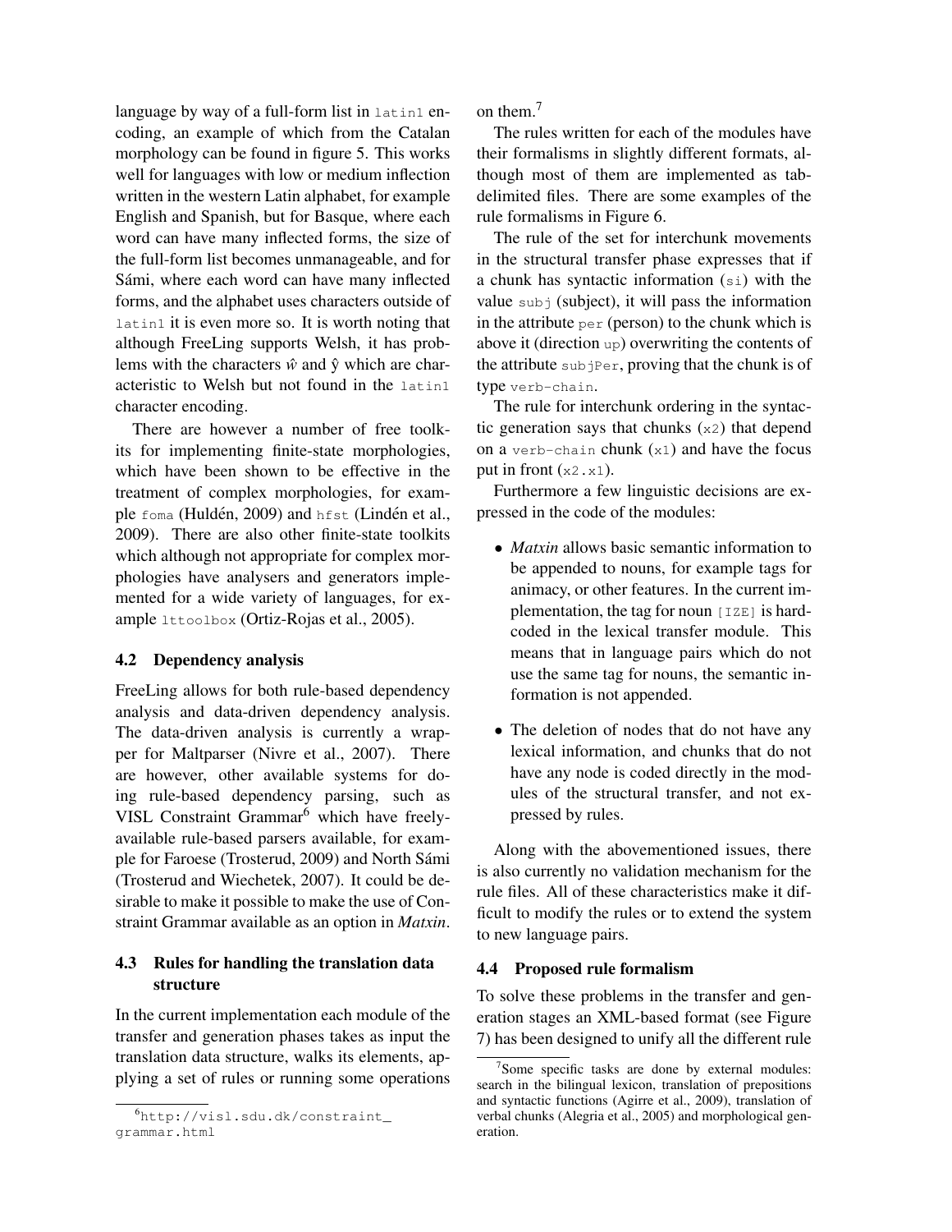language by way of a full-form list in `latin1` encoding, an example of which from the Catalan morphology can be found in figure 5. This works well for languages with low or medium inflection written in the western Latin alphabet, for example English and Spanish, but for Basque, where each word can have many inflected forms, the size of the full-form list becomes unmanageable, and for Sámi, where each word can have many inflected forms, and the alphabet uses characters outside of `latin1` it is even more so. It is worth noting that although FreeLing supports Welsh, it has problems with the characters ŵ and ŷ which are characteristic to Welsh but not found in the `latin1` character encoding.

There are however a number of free toolkits for implementing finite-state morphologies, which have been shown to be effective in the treatment of complex morphologies, for example `foma` (Huldén, 2009) and `hfst` (Lindén et al., 2009). There are also other finite-state toolkits which although not appropriate for complex morphologies have analysers and generators implemented for a wide variety of languages, for example `lttoolbox` (Ortiz-Rojas et al., 2005).

### 4.2 Dependency analysis

FreeLing allows for both rule-based dependency analysis and data-driven dependency analysis. The data-driven analysis is currently a wrapper for Maltparser (Nivre et al., 2007). There are however, other available systems for doing rule-based dependency parsing, such as VISL Constraint Grammar[6] which have freely-available rule-based parsers available, for example for Faroese (Trosterud, 2009) and North Sámi (Trosterud and Wiechetek, 2007). It could be desirable to make it possible to make the use of Constraint Grammar available as an option in *Matxin*.

### 4.3 Rules for handling the translation data structure

In the current implementation each module of the transfer and generation phases takes as input the translation data structure, walks its elements, applying a set of rules or running some operations on them.[7]

The rules written for each of the modules have their formalisms in slightly different formats, although most of them are implemented as tab-delimited files. There are some examples of the rule formalisms in Figure 6.

The rule of the set for interchunk movements in the structural transfer phase expresses that if a chunk has syntactic information (`si`) with the value `subj` (subject), it will pass the information in the attribute `per` (person) to the chunk which is above it (direction `up`) overwriting the contents of the attribute `subjPer`, proving that the chunk is of type `verb-chain`.

The rule for interchunk ordering in the syntactic generation says that chunks (`x2`) that depend on a `verb-chain` chunk (`x1`) and have the focus put in front (`x2.x1`).

Furthermore a few linguistic decisions are expressed in the code of the modules:

- *Matxin* allows basic semantic information to be appended to nouns, for example tags for animacy, or other features. In the current implementation, the tag for noun `[IZE]` is hard-coded in the lexical transfer module. This means that in language pairs which do not use the same tag for nouns, the semantic information is not appended.
- The deletion of nodes that do not have any lexical information, and chunks that do not have any node is coded directly in the modules of the structural transfer, and not expressed by rules.

Along with the abovementioned issues, there is also currently no validation mechanism for the rule files. All of these characteristics make it difficult to modify the rules or to extend the system to new language pairs.

### 4.4 Proposed rule formalism

To solve these problems in the transfer and generation stages an XML-based format (see Figure 7) has been designed to unify all the different rule

---

[6] `http://visl.sdu.dk/constraint_grammar.html`

[7] Some specific tasks are done by external modules: search in the bilingual lexicon, translation of prepositions and syntactic functions (Agirre et al., 2009), translation of verbal chunks (Alegria et al., 2005) and morphological generation.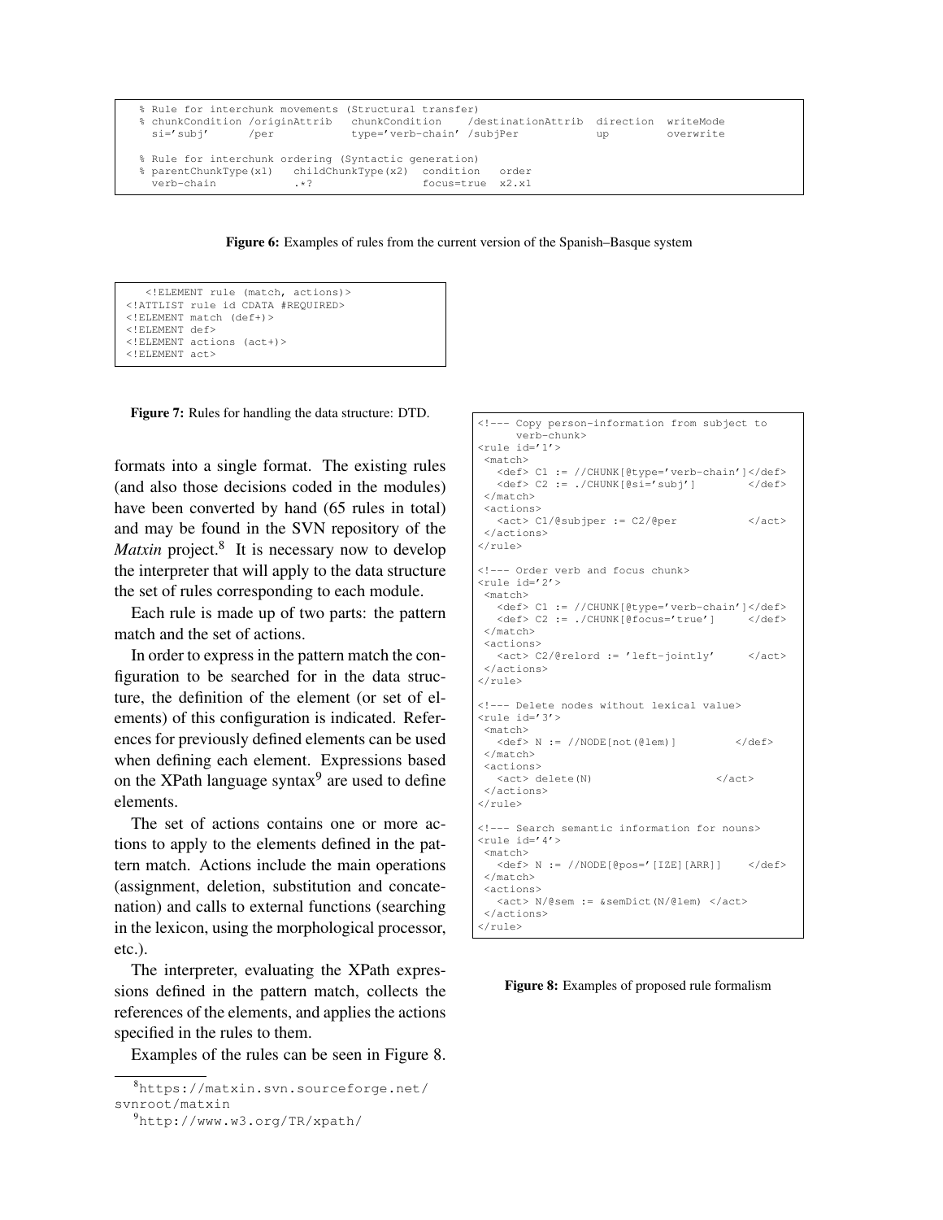```
% Rule for interchunk movements (Structural transfer)
% chunkCondition /originAttrib   chunkCondition    /destinationAttrib  direction  writeMode
  si='subj'      /per            type='verb-chain' /subjPer            up         overwrite

% Rule for interchunk ordering (Syntactic generation)
% parentChunkType(x1)   childChunkType(x2)  condition   order
  verb-chain            .*?                 focus=true  x2.x1
```

**Figure 6:** Examples of rules from the current version of the Spanish–Basque system

```
   <!ELEMENT rule (match, actions)>
<!ATTLIST rule id CDATA #REQUIRED>
<!ELEMENT match (def+)>
<!ELEMENT def>
<!ELEMENT actions (act+)>
<!ELEMENT act>
```

**Figure 7:** Rules for handling the data structure: DTD.

formats into a single format. The existing rules (and also those decisions coded in the modules) have been converted by hand (65 rules in total) and may be found in the SVN repository of the *Matxin* project.[8] It is necessary now to develop the interpreter that will apply to the data structure the set of rules corresponding to each module.

Each rule is made up of two parts: the pattern match and the set of actions.

In order to express in the pattern match the configuration to be searched for in the data structure, the definition of the element (or set of elements) of this configuration is indicated. References for previously defined elements can be used when defining each element. Expressions based on the XPath language syntax[9] are used to define elements.

The set of actions contains one or more actions to apply to the elements defined in the pattern match. Actions include the main operations (assignment, deletion, substitution and concatenation) and calls to external functions (searching in the lexicon, using the morphological processor, etc.).

The interpreter, evaluating the XPath expressions defined in the pattern match, collects the references of the elements, and applies the actions specified in the rules to them.

Examples of the rules can be seen in Figure 8.

```
<!--- Copy person-information from subject to
      verb-chunk>
<rule id='1'>
 <match>
   <def> C1 := //CHUNK[@type='verb-chain']</def>
   <def> C2 := ./CHUNK[@si='subj']        </def>
 </match>
 <actions>
   <act> C1/@subjper := C2/@per           </act>
 </actions>
</rule>

<!--- Order verb and focus chunk>
<rule id='2'>
 <match>
   <def> C1 := //CHUNK[@type='verb-chain']</def>
   <def> C2 := ./CHUNK[@focus='true']     </def>
 </match>
 <actions>
   <act> C2/@relord := 'left-jointly'     </act>
 </actions>
</rule>

<!--- Delete nodes without lexical value>
<rule id='3'>
 <match>
   <def> N := //NODE[not(@lem)]         </def>
 </match>
 <actions>
   <act> delete(N)                  </act>
 </actions>
</rule>

<!--- Search semantic information for nouns>
<rule id='4'>
 <match>
   <def> N := //NODE[@pos='[IZE][ARR]]    </def>
 </match>
 <actions>
   <act> N/@sem := &semDict(N/@lem) </act>
 </actions>
</rule>
```

**Figure 8:** Examples of proposed rule formalism

[8] https://matxin.svn.sourceforge.net/svnroot/matxin

[9] http://www.w3.org/TR/xpath/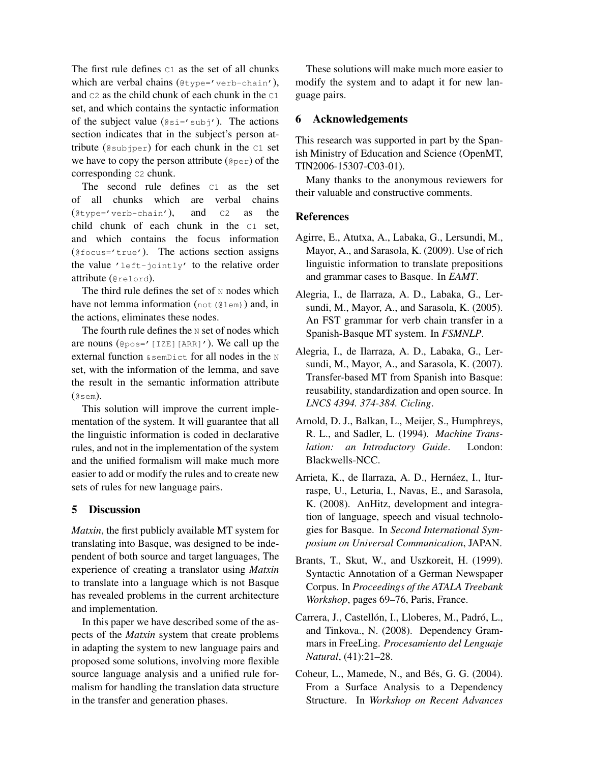The first rule defines `C1` as the set of all chunks which are verbal chains (`@type='verb-chain'`), and `C2` as the child chunk of each chunk in the `C1` set, and which contains the syntactic information of the subject value (`@si='subj'`). The actions section indicates that in the subject's person attribute (`@subjper`) for each chunk in the `C1` set we have to copy the person attribute (`@per`) of the corresponding `C2` chunk.

The second rule defines `C1` as the set of all chunks which are verbal chains (`@type='verb-chain'`), and `C2` as the child chunk of each chunk in the `C1` set, and which contains the focus information (`@focus='true'`). The actions section assigns the value `'left-jointly'` to the relative order attribute (`@relord`).

The third rule defines the set of `N` nodes which have not lemma information (`not(@lem)`) and, in the actions, eliminates these nodes.

The fourth rule defines the `N` set of nodes which are nouns (`@pos='[IZE][ARR]'`). We call up the external function `&semDict` for all nodes in the `N` set, with the information of the lemma, and save the result in the semantic information attribute (`@sem`).

This solution will improve the current implementation of the system. It will guarantee that all the linguistic information is coded in declarative rules, and not in the implementation of the system and the unified formalism will make much more easier to add or modify the rules and to create new sets of rules for new language pairs.

## 5 Discussion

*Matxin*, the first publicly available MT system for translating into Basque, was designed to be independent of both source and target languages, The experience of creating a translator using *Matxin* to translate into a language which is not Basque has revealed problems in the current architecture and implementation.

In this paper we have described some of the aspects of the *Matxin* system that create problems in adapting the system to new language pairs and proposed some solutions, involving more flexible source language analysis and a unified rule formalism for handling the translation data structure in the transfer and generation phases.

These solutions will make much more easier to modify the system and to adapt it for new language pairs.

## 6 Acknowledgements

This research was supported in part by the Spanish Ministry of Education and Science (OpenMT, TIN2006-15307-C03-01).

Many thanks to the anonymous reviewers for their valuable and constructive comments.

## References

Agirre, E., Atutxa, A., Labaka, G., Lersundi, M., Mayor, A., and Sarasola, K. (2009). Use of rich linguistic information to translate prepositions and grammar cases to Basque. In *EAMT*.

Alegria, I., de Ilarraza, A. D., Labaka, G., Lersundi, M., Mayor, A., and Sarasola, K. (2005). An FST grammar for verb chain transfer in a Spanish-Basque MT system. In *FSMNLP*.

Alegria, I., de Ilarraza, A. D., Labaka, G., Lersundi, M., Mayor, A., and Sarasola, K. (2007). Transfer-based MT from Spanish into Basque: reusability, standardization and open source. In *LNCS 4394. 374-384. Cicling*.

Arnold, D. J., Balkan, L., Meijer, S., Humphreys, R. L., and Sadler, L. (1994). *Machine Translation: an Introductory Guide*. London: Blackwells-NCC.

Arrieta, K., de Ilarraza, A. D., Hernáez, I., Iturraspe, U., Leturia, I., Navas, E., and Sarasola, K. (2008). AnHitz, development and integration of language, speech and visual technologies for Basque. In *Second International Symposium on Universal Communication*, JAPAN.

Brants, T., Skut, W., and Uszkoreit, H. (1999). Syntactic Annotation of a German Newspaper Corpus. In *Proceedings of the ATALA Treebank Workshop*, pages 69–76, Paris, France.

Carrera, J., Castellón, I., Lloberes, M., Padró, L., and Tinkova., N. (2008). Dependency Grammars in FreeLing. *Procesamiento del Lenguaje Natural*, (41):21–28.

Coheur, L., Mamede, N., and Bés, G. G. (2004). From a Surface Analysis to a Dependency Structure. In *Workshop on Recent Advances*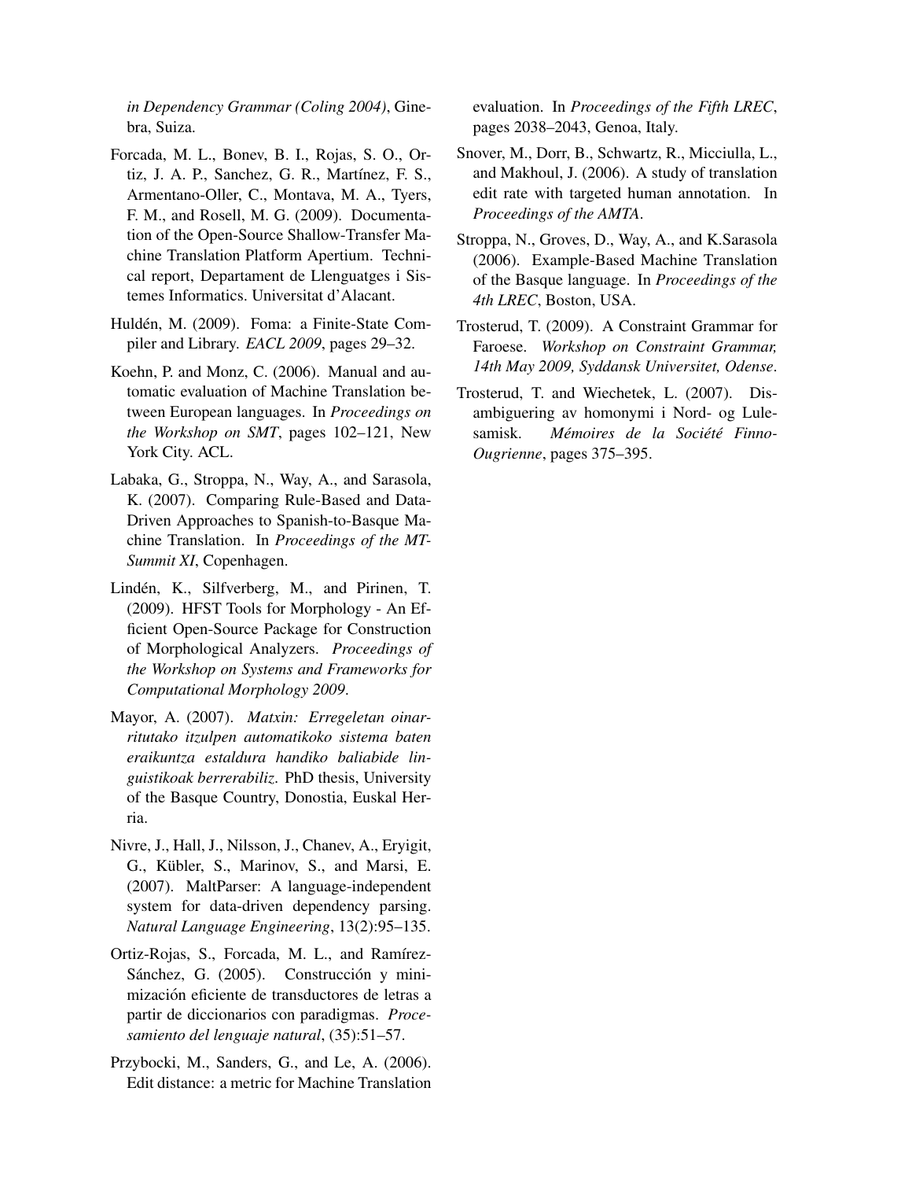*in Dependency Grammar (Coling 2004)*, Ginebra, Suiza.

Forcada, M. L., Bonev, B. I., Rojas, S. O., Ortiz, J. A. P., Sanchez, G. R., Martínez, F. S., Armentano-Oller, C., Montava, M. A., Tyers, F. M., and Rosell, M. G. (2009). Documentation of the Open-Source Shallow-Transfer Machine Translation Platform Apertium. Technical report, Departament de Llenguatges i Sistemes Informatics. Universitat d'Alacant.

Huldén, M. (2009). Foma: a Finite-State Compiler and Library. *EACL 2009*, pages 29–32.

Koehn, P. and Monz, C. (2006). Manual and automatic evaluation of Machine Translation between European languages. In *Proceedings on the Workshop on SMT*, pages 102–121, New York City. ACL.

Labaka, G., Stroppa, N., Way, A., and Sarasola, K. (2007). Comparing Rule-Based and Data-Driven Approaches to Spanish-to-Basque Machine Translation. In *Proceedings of the MT-Summit XI*, Copenhagen.

Lindén, K., Silfverberg, M., and Pirinen, T. (2009). HFST Tools for Morphology - An Efficient Open-Source Package for Construction of Morphological Analyzers. *Proceedings of the Workshop on Systems and Frameworks for Computational Morphology 2009*.

Mayor, A. (2007). *Matxin: Erregeletan oinarritutako itzulpen automatikoko sistema baten eraikuntza estaldura handiko baliabide linguistikoak berrerabiliz*. PhD thesis, University of the Basque Country, Donostia, Euskal Herria.

Nivre, J., Hall, J., Nilsson, J., Chanev, A., Eryigit, G., Kübler, S., Marinov, S., and Marsi, E. (2007). MaltParser: A language-independent system for data-driven dependency parsing. *Natural Language Engineering*, 13(2):95–135.

Ortiz-Rojas, S., Forcada, M. L., and Ramírez-Sánchez, G. (2005). Construcción y minimización eficiente de transductores de letras a partir de diccionarios con paradigmas. *Procesamiento del lenguaje natural*, (35):51–57.

Przybocki, M., Sanders, G., and Le, A. (2006). Edit distance: a metric for Machine Translation evaluation. In *Proceedings of the Fifth LREC*, pages 2038–2043, Genoa, Italy.

Snover, M., Dorr, B., Schwartz, R., Micciulla, L., and Makhoul, J. (2006). A study of translation edit rate with targeted human annotation. In *Proceedings of the AMTA*.

Stroppa, N., Groves, D., Way, A., and K.Sarasola (2006). Example-Based Machine Translation of the Basque language. In *Proceedings of the 4th LREC*, Boston, USA.

Trosterud, T. (2009). A Constraint Grammar for Faroese. *Workshop on Constraint Grammar, 14th May 2009, Syddansk Universitet, Odense*.

Trosterud, T. and Wiechetek, L. (2007). Disambiguering av homonymi i Nord- og Lulesamisk. *Mémoires de la Société Finno-Ougrienne*, pages 375–395.